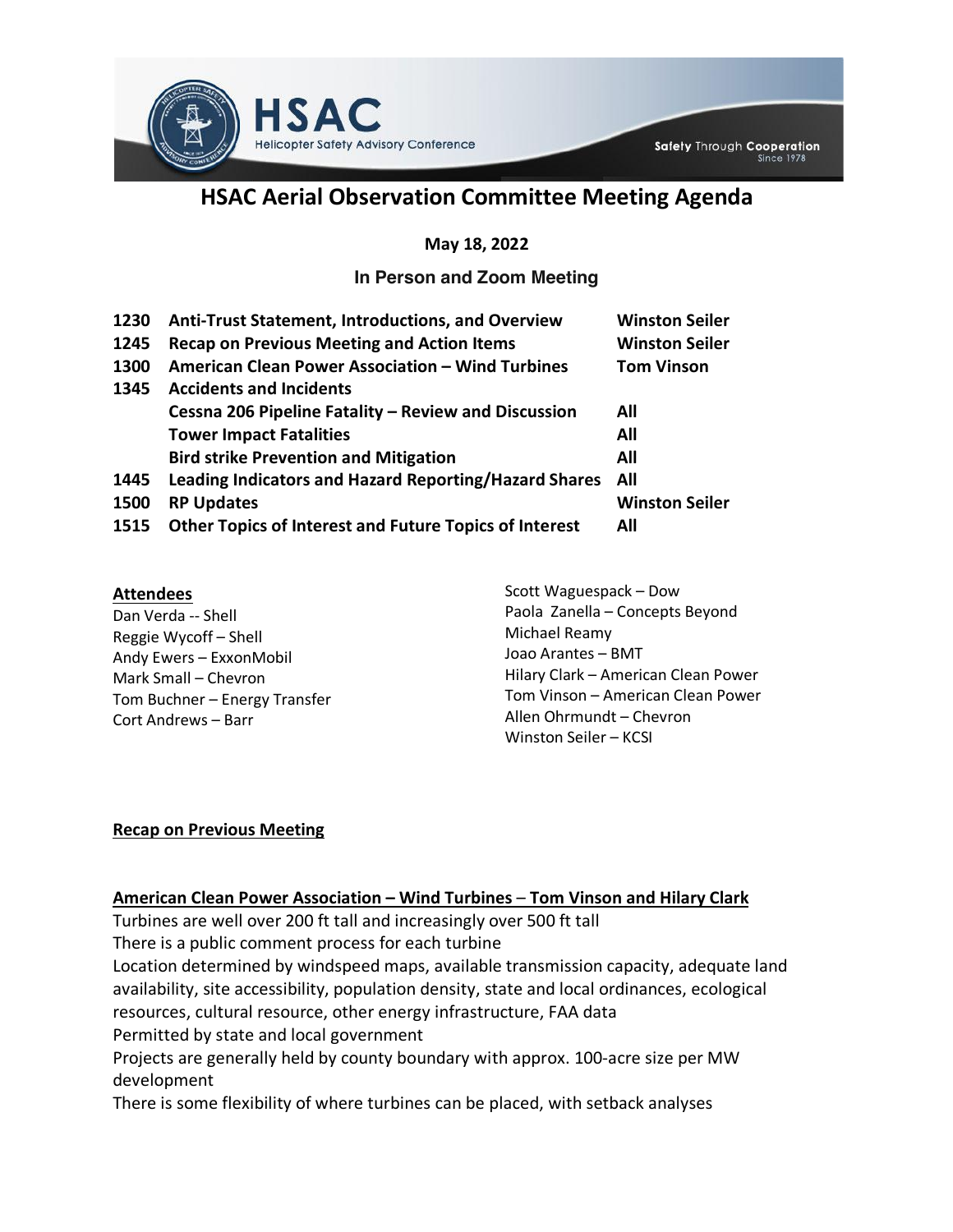# HSAC Aerial Observation Committee Meeting Agenda

**May 18, 2022**

**In Person and Zoom Meeting**

| | | |
|---|---|---|
| **1230** | **Anti-Trust Statement, Introductions, and Overview** | **Winston Seiler** |
| **1245** | **Recap on Previous Meeting and Action Items** | **Winston Seiler** |
| **1300** | **American Clean Power Association – Wind Turbines** | **Tom Vinson** |
| **1345** | **Accidents and Incidents** | |
| | **Cessna 206 Pipeline Fatality – Review and Discussion** | **All** |
| | **Tower Impact Fatalities** | **All** |
| | **Bird strike Prevention and Mitigation** | **All** |
| **1445** | **Leading Indicators and Hazard Reporting/Hazard Shares** | **All** |
| **1500** | **RP Updates** | **Winston Seiler** |
| **1515** | **Other Topics of Interest and Future Topics of Interest** | **All** |

**Attendees**

Dan Verda -- Shell
Reggie Wycoff – Shell
Andy Ewers – ExxonMobil
Mark Small – Chevron
Tom Buchner – Energy Transfer
Cort Andrews – Barr
Scott Waguespack – Dow
Paola Zanella – Concepts Beyond
Michael Reamy
Joao Arantes – BMT
Hilary Clark – American Clean Power
Tom Vinson – American Clean Power
Allen Ohrmundt – Chevron
Winston Seiler – KCSI

**Recap on Previous Meeting**

**American Clean Power Association – Wind Turbines – Tom Vinson and Hilary Clark**

Turbines are well over 200 ft tall and increasingly over 500 ft tall
There is a public comment process for each turbine
Location determined by windspeed maps, available transmission capacity, adequate land availability, site accessibility, population density, state and local ordinances, ecological resources, cultural resource, other energy infrastructure, FAA data
Permitted by state and local government
Projects are generally held by county boundary with approx. 100-acre size per MW development
There is some flexibility of where turbines can be placed, with setback analyses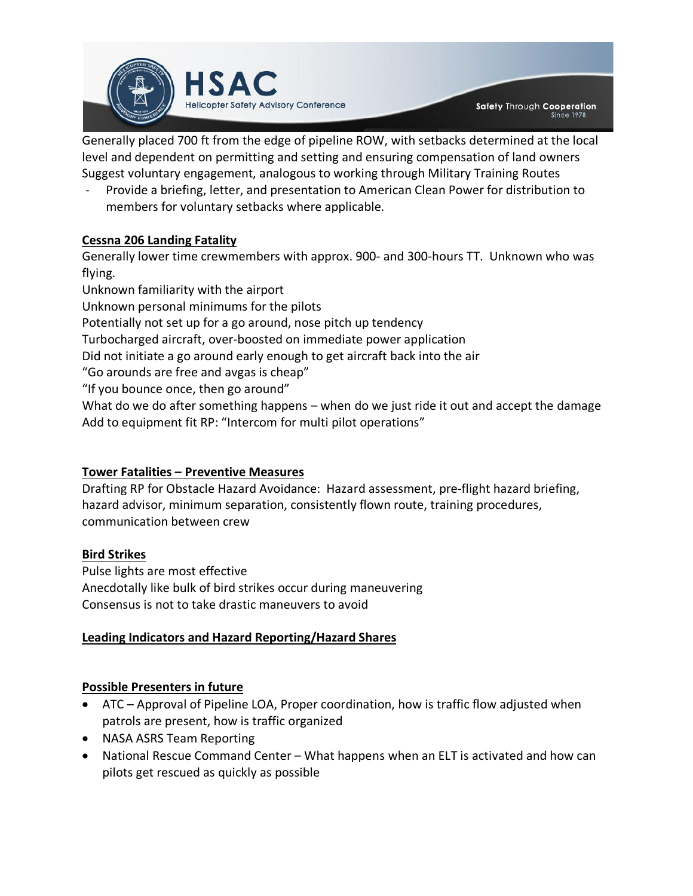Generally placed 700 ft from the edge of pipeline ROW, with setbacks determined at the local level and dependent on permitting and setting and ensuring compensation of land owners

Suggest voluntary engagement, analogous to working through Military Training Routes

- Provide a briefing, letter, and presentation to American Clean Power for distribution to members for voluntary setbacks where applicable.

**Cessna 206 Landing Fatality**

Generally lower time crewmembers with approx. 900- and 300-hours TT. Unknown who was flying.

Unknown familiarity with the airport

Unknown personal minimums for the pilots

Potentially not set up for a go around, nose pitch up tendency

Turbocharged aircraft, over-boosted on immediate power application

Did not initiate a go around early enough to get aircraft back into the air

"Go arounds are free and avgas is cheap"

"If you bounce once, then go around"

What do we do after something happens – when do we just ride it out and accept the damage

Add to equipment fit RP: "Intercom for multi pilot operations"

**Tower Fatalities – Preventive Measures**

Drafting RP for Obstacle Hazard Avoidance: Hazard assessment, pre-flight hazard briefing, hazard advisor, minimum separation, consistently flown route, training procedures, communication between crew

**Bird Strikes**

Pulse lights are most effective

Anecdotally like bulk of bird strikes occur during maneuvering

Consensus is not to take drastic maneuvers to avoid

**Leading Indicators and Hazard Reporting/Hazard Shares**

**Possible Presenters in future**

- ATC – Approval of Pipeline LOA, Proper coordination, how is traffic flow adjusted when patrols are present, how is traffic organized
- NASA ASRS Team Reporting
- National Rescue Command Center – What happens when an ELT is activated and how can pilots get rescued as quickly as possible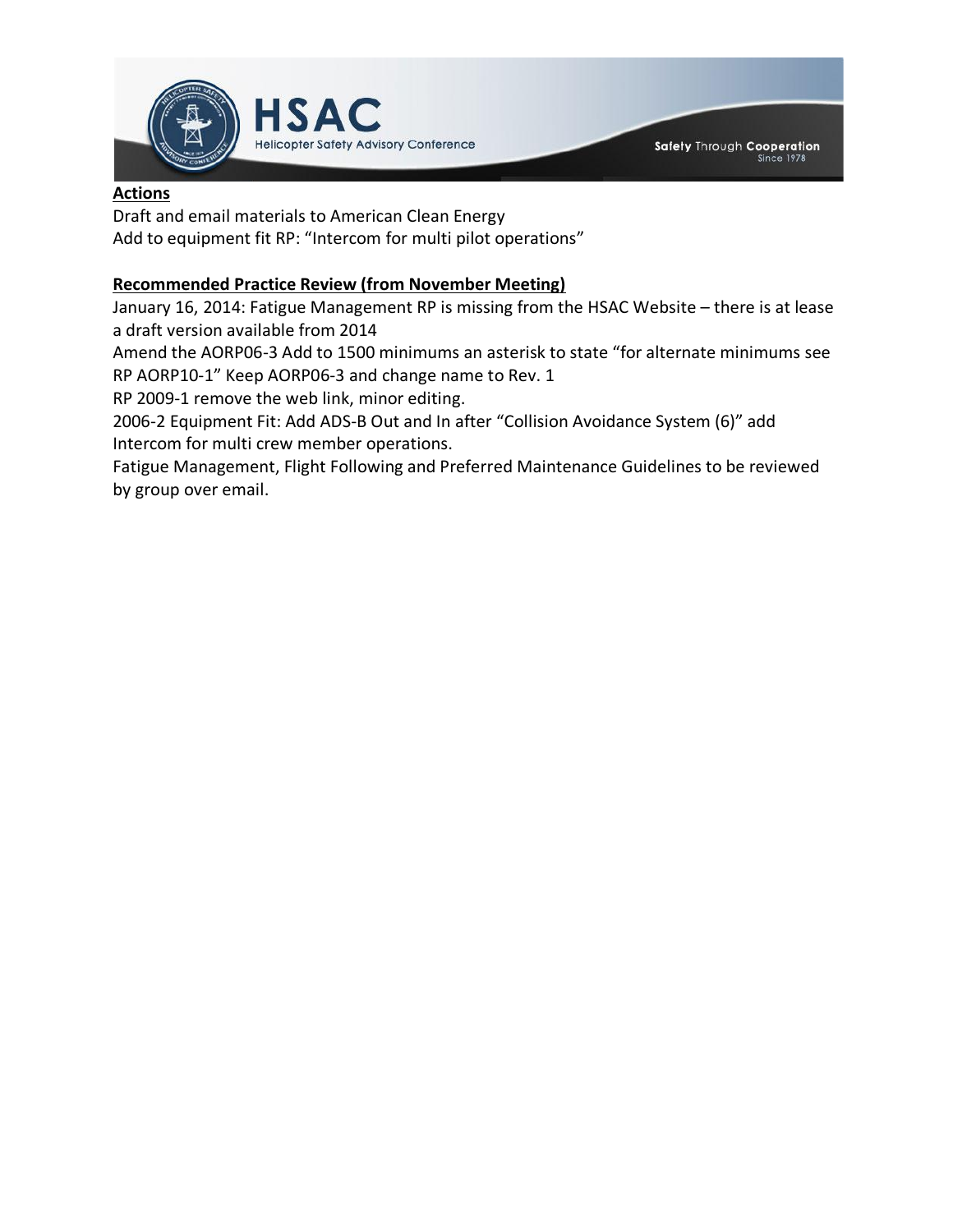**Actions**

Draft and email materials to American Clean Energy
Add to equipment fit RP: “Intercom for multi pilot operations”

**Recommended Practice Review (from November Meeting)**

January 16, 2014: Fatigue Management RP is missing from the HSAC Website – there is at lease a draft version available from 2014
Amend the AORP06-3 Add to 1500 minimums an asterisk to state “for alternate minimums see RP AORP10-1” Keep AORP06-3 and change name to Rev. 1
RP 2009-1 remove the web link, minor editing.
2006-2 Equipment Fit: Add ADS-B Out and In after “Collision Avoidance System (6)” add Intercom for multi crew member operations.
Fatigue Management, Flight Following and Preferred Maintenance Guidelines to be reviewed by group over email.